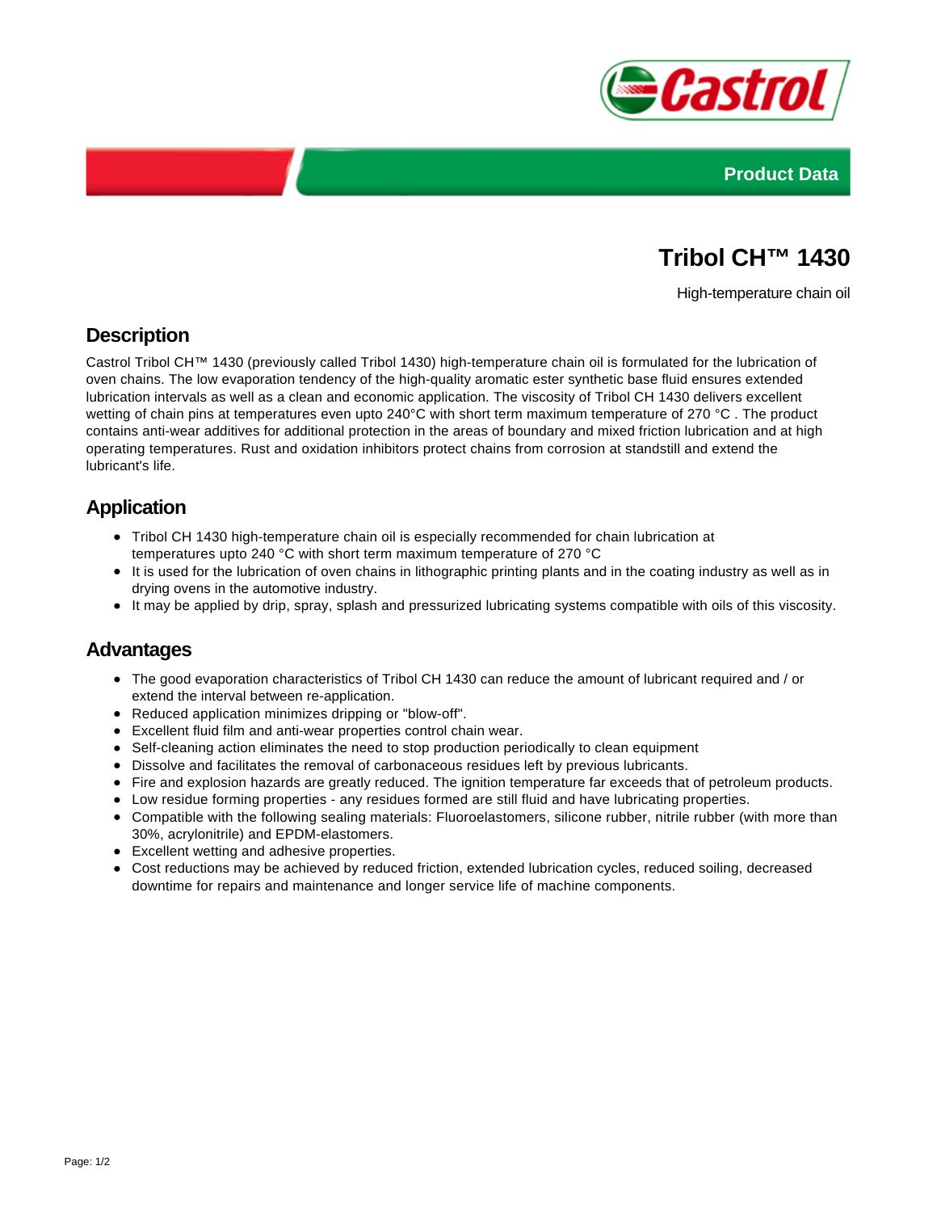Product Data

# Tribol CH™ 1430

High-temperature chain oil

## Description

Castrol Tribol CH™ 1430 (previously called Tribol 1430) high-temperature chain oil is formulated for the lubrication of oven chains. The low evaporation tendency of the high-quality aromatic ester synthetic base fluid ensures extended lubrication intervals as well as a clean and economic application. The viscosity of Tribol CH 1430 delivers excellent wetting of chain pins at temperatures even upto 240°C with short term maximum temperature of 270 °C . The product contains anti-wear additives for additional protection in the areas of boundary and mixed friction lubrication and at high operating temperatures. Rust and oxidation inhibitors protect chains from corrosion at standstill and extend the lubricant's life.

## Application

- Tribol CH 1430 high-temperature chain oil is especially recommended for chain lubrication at temperatures upto 240 °C with short term maximum temperature of 270 °C
- It is used for the lubrication of oven chains in lithographic printing plants and in the coating industry as well as in drying ovens in the automotive industry.
- It may be applied by drip, spray, splash and pressurized lubricating systems compatible with oils of this viscosity.

## Advantages

- The good evaporation characteristics of Tribol CH 1430 can reduce the amount of lubricant required and / or extend the interval between re-application.
- Reduced application minimizes dripping or "blow-off".
- Excellent fluid film and anti-wear properties control chain wear.
- Self-cleaning action eliminates the need to stop production periodically to clean equipment
- Dissolve and facilitates the removal of carbonaceous residues left by previous lubricants.
- Fire and explosion hazards are greatly reduced. The ignition temperature far exceeds that of petroleum products.
- Low residue forming properties - any residues formed are still fluid and have lubricating properties.
- Compatible with the following sealing materials: Fluoroelastomers, silicone rubber, nitrile rubber (with more than 30%, acrylonitrile) and EPDM-elastomers.
- Excellent wetting and adhesive properties.
- Cost reductions may be achieved by reduced friction, extended lubrication cycles, reduced soiling, decreased downtime for repairs and maintenance and longer service life of machine components.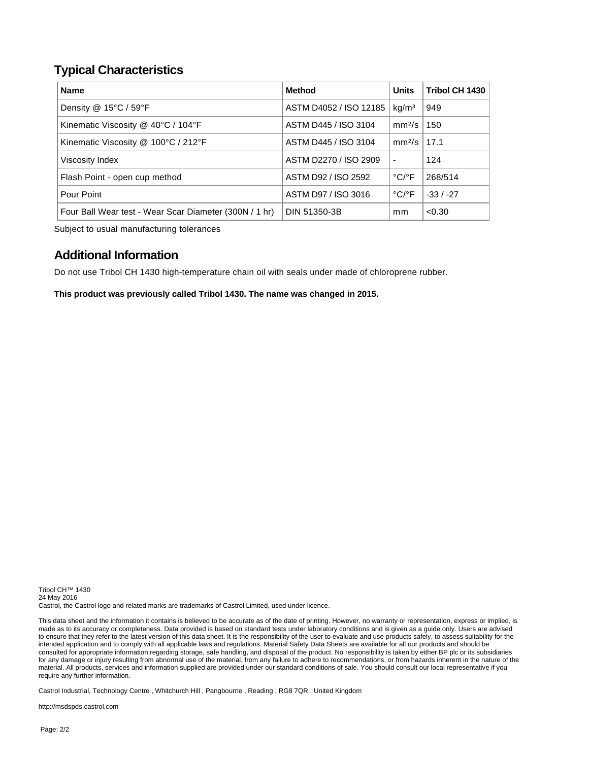## Typical Characteristics

| Name | Method | Units | Tribol CH 1430 |
|---|---|---|---|
| Density @ 15°C / 59°F | ASTM D4052 / ISO 12185 | kg/m³ | 949 |
| Kinematic Viscosity @ 40°C / 104°F | ASTM D445 / ISO 3104 | mm²/s | 150 |
| Kinematic Viscosity @ 100°C / 212°F | ASTM D445 / ISO 3104 | mm²/s | 17.1 |
| Viscosity Index | ASTM D2270 / ISO 2909 | - | 124 |
| Flash Point - open cup method | ASTM D92 / ISO 2592 | °C/°F | 268/514 |
| Pour Point | ASTM D97 / ISO 3016 | °C/°F | -33 / -27 |
| Four Ball Wear test - Wear Scar Diameter (300N / 1 hr) | DIN 51350-3B | mm | <0.30 |

Subject to usual manufacturing tolerances

## Additional Information

Do not use Tribol CH 1430 high-temperature chain oil with seals under made of chloroprene rubber.

**This product was previously called Tribol 1430. The name was changed in 2015.**

Tribol CH™ 1430
24 May 2016
Castrol, the Castrol logo and related marks are trademarks of Castrol Limited, used under licence.

This data sheet and the information it contains is believed to be accurate as of the date of printing. However, no warranty or representation, express or implied, is made as to its accuracy or completeness. Data provided is based on standard tests under laboratory conditions and is given as a guide only. Users are advised to ensure that they refer to the latest version of this data sheet. It is the responsibility of the user to evaluate and use products safely, to assess suitability for the intended application and to comply with all applicable laws and regulations. Material Safety Data Sheets are available for all our products and should be consulted for appropriate information regarding storage, safe handling, and disposal of the product. No responsibility is taken by either BP plc or its subsidiaries for any damage or injury resulting from abnormal use of the material, from any failure to adhere to recommendations, or from hazards inherent in the nature of the material. All products, services and information supplied are provided under our standard conditions of sale. You should consult our local representative if you require any further information.

Castrol Industrial, Technology Centre , Whitchurch Hill , Pangbourne , Reading , RG8 7QR , United Kingdom

http://msdspds.castrol.com